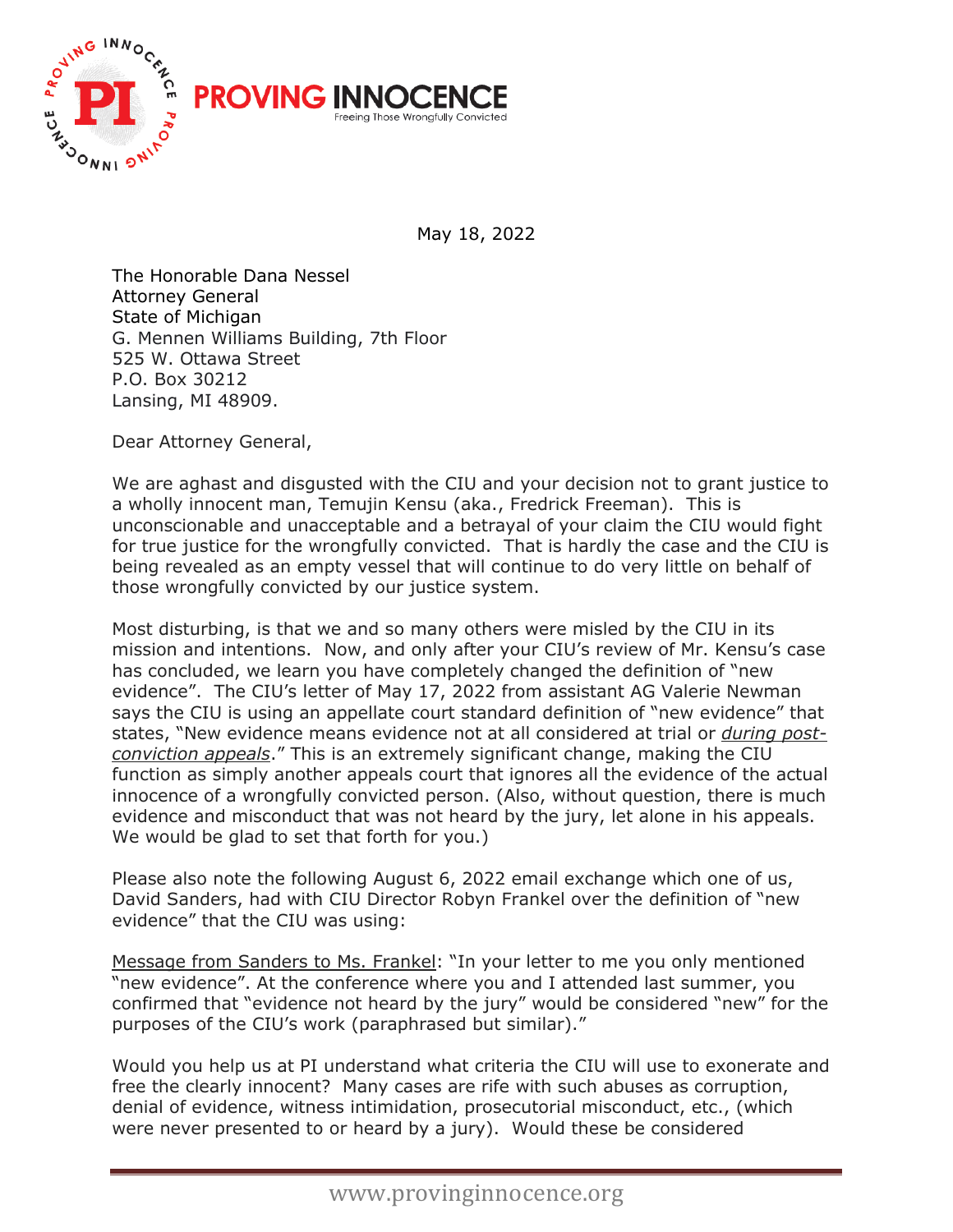**PROVING INNOCENCE**
Freeing Those Wrongfully Convicted

May 18, 2022

The Honorable Dana Nessel
Attorney General
State of Michigan
G. Mennen Williams Building, 7th Floor
525 W. Ottawa Street
P.O. Box 30212
Lansing, MI 48909.

Dear Attorney General,

We are aghast and disgusted with the CIU and your decision not to grant justice to a wholly innocent man, Temujin Kensu (aka., Fredrick Freeman). This is unconscionable and unacceptable and a betrayal of your claim the CIU would fight for true justice for the wrongfully convicted. That is hardly the case and the CIU is being revealed as an empty vessel that will continue to do very little on behalf of those wrongfully convicted by our justice system.

Most disturbing, is that we and so many others were misled by the CIU in its mission and intentions. Now, and only after your CIU's review of Mr. Kensu's case has concluded, we learn you have completely changed the definition of "new evidence". The CIU's letter of May 17, 2022 from assistant AG Valerie Newman says the CIU is using an appellate court standard definition of "new evidence" that states, "New evidence means evidence not at all considered at trial or *during post-conviction appeals*." This is an extremely significant change, making the CIU function as simply another appeals court that ignores all the evidence of the actual innocence of a wrongfully convicted person. (Also, without question, there is much evidence and misconduct that was not heard by the jury, let alone in his appeals. We would be glad to set that forth for you.)

Please also note the following August 6, 2022 email exchange which one of us, David Sanders, had with CIU Director Robyn Frankel over the definition of "new evidence" that the CIU was using:

Message from Sanders to Ms. Frankel: "In your letter to me you only mentioned "new evidence". At the conference where you and I attended last summer, you confirmed that "evidence not heard by the jury" would be considered "new" for the purposes of the CIU's work (paraphrased but similar)."

Would you help us at PI understand what criteria the CIU will use to exonerate and free the clearly innocent? Many cases are rife with such abuses as corruption, denial of evidence, witness intimidation, prosecutorial misconduct, etc., (which were never presented to or heard by a jury). Would these be considered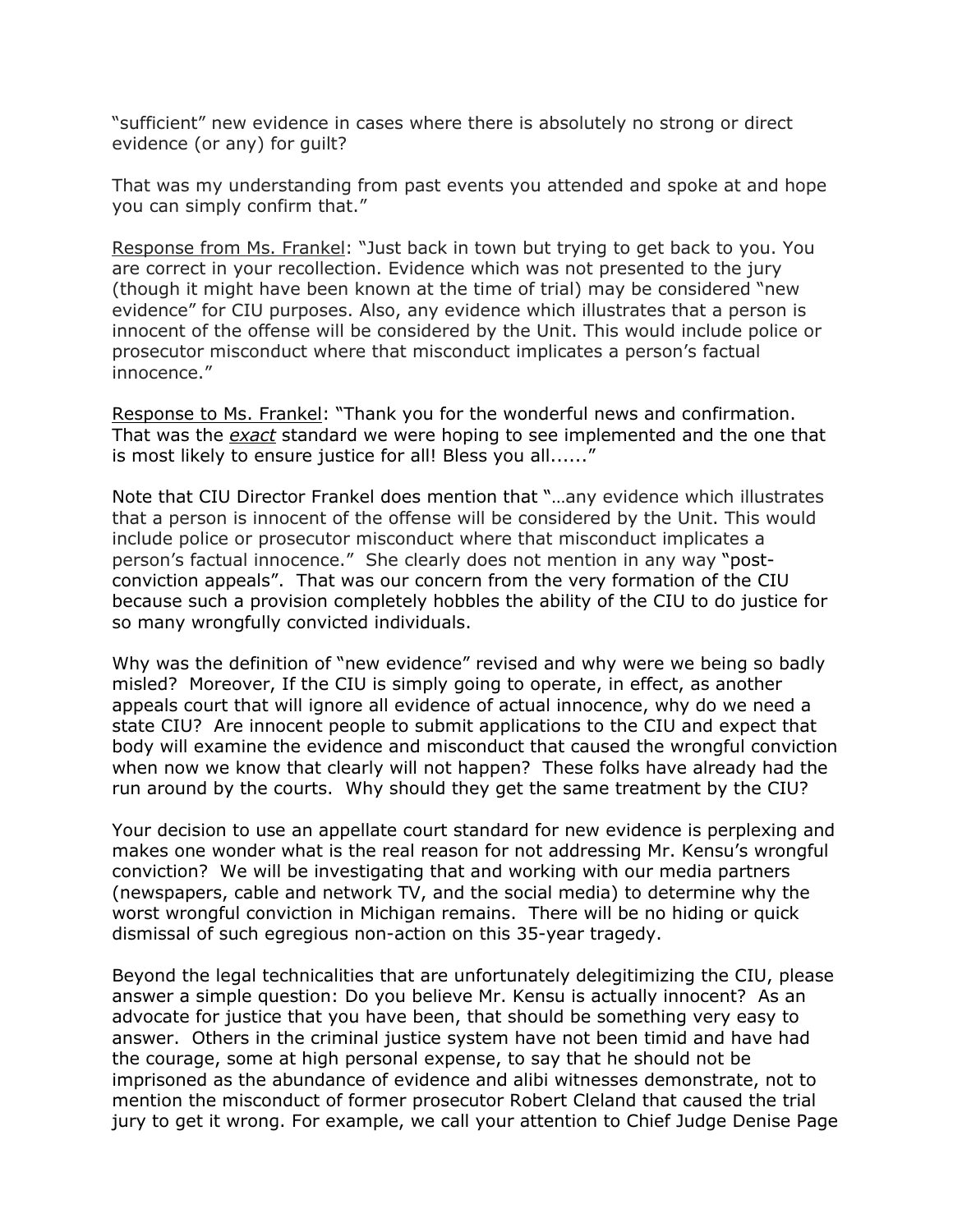"sufficient" new evidence in cases where there is absolutely no strong or direct evidence (or any) for guilt?

That was my understanding from past events you attended and spoke at and hope you can simply confirm that."

<u>Response from Ms. Frankel</u>: "Just back in town but trying to get back to you. You are correct in your recollection. Evidence which was not presented to the jury (though it might have been known at the time of trial) may be considered "new evidence" for CIU purposes. Also, any evidence which illustrates that a person is innocent of the offense will be considered by the Unit. This would include police or prosecutor misconduct where that misconduct implicates a person's factual innocence."

<u>Response to Ms. Frankel</u>: "Thank you for the wonderful news and confirmation. That was the <u>*exact*</u> standard we were hoping to see implemented and the one that is most likely to ensure justice for all! Bless you all......"

Note that CIU Director Frankel does mention that "…any evidence which illustrates that a person is innocent of the offense will be considered by the Unit. This would include police or prosecutor misconduct where that misconduct implicates a person's factual innocence." She clearly does not mention in any way "post-conviction appeals". That was our concern from the very formation of the CIU because such a provision completely hobbles the ability of the CIU to do justice for so many wrongfully convicted individuals.

Why was the definition of "new evidence" revised and why were we being so badly misled? Moreover, If the CIU is simply going to operate, in effect, as another appeals court that will ignore all evidence of actual innocence, why do we need a state CIU? Are innocent people to submit applications to the CIU and expect that body will examine the evidence and misconduct that caused the wrongful conviction when now we know that clearly will not happen? These folks have already had the run around by the courts. Why should they get the same treatment by the CIU?

Your decision to use an appellate court standard for new evidence is perplexing and makes one wonder what is the real reason for not addressing Mr. Kensu's wrongful conviction? We will be investigating that and working with our media partners (newspapers, cable and network TV, and the social media) to determine why the worst wrongful conviction in Michigan remains. There will be no hiding or quick dismissal of such egregious non-action on this 35-year tragedy.

Beyond the legal technicalities that are unfortunately delegitimizing the CIU, please answer a simple question: Do you believe Mr. Kensu is actually innocent? As an advocate for justice that you have been, that should be something very easy to answer. Others in the criminal justice system have not been timid and have had the courage, some at high personal expense, to say that he should not be imprisoned as the abundance of evidence and alibi witnesses demonstrate, not to mention the misconduct of former prosecutor Robert Cleland that caused the trial jury to get it wrong. For example, we call your attention to Chief Judge Denise Page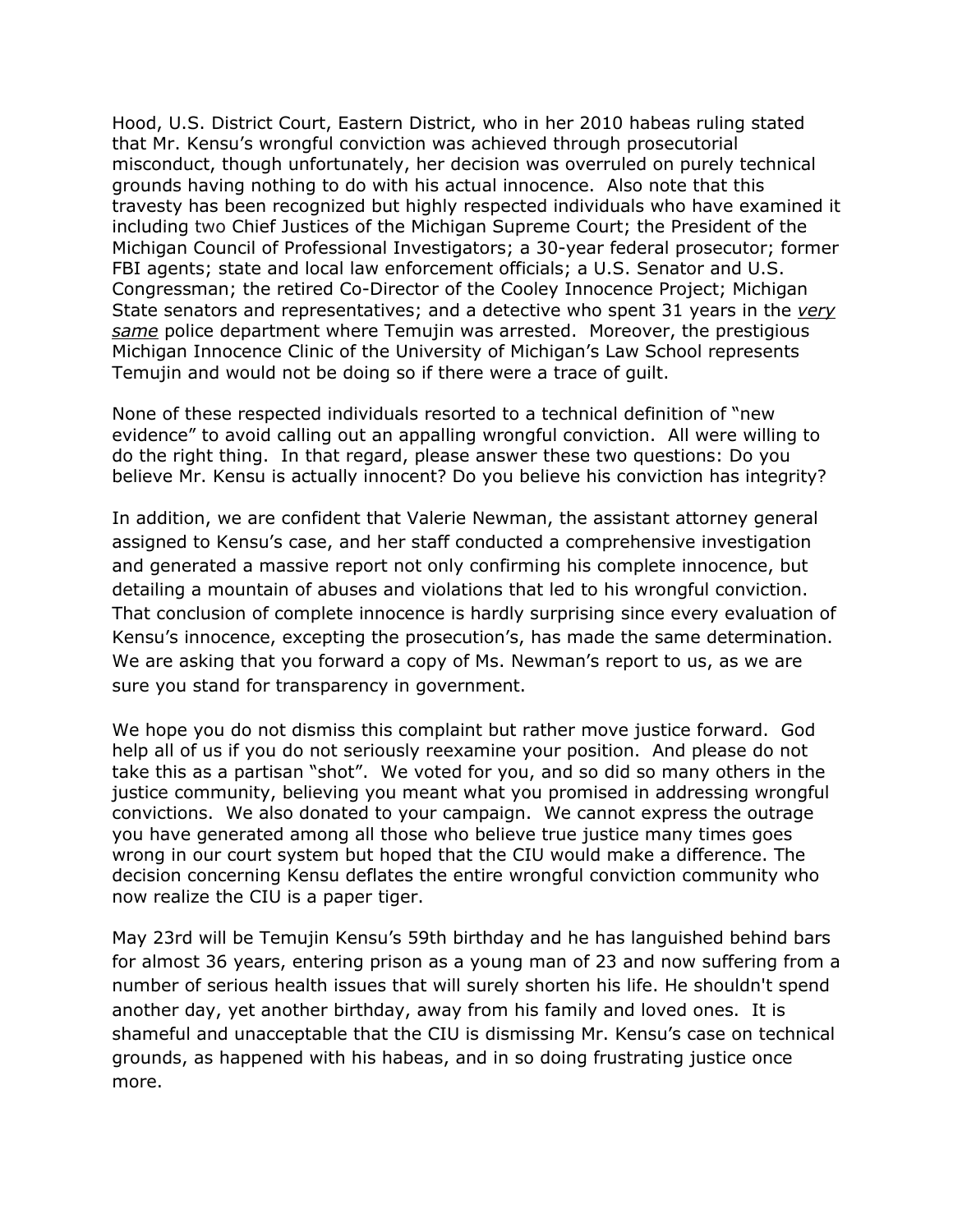Hood, U.S. District Court, Eastern District, who in her 2010 habeas ruling stated that Mr. Kensu's wrongful conviction was achieved through prosecutorial misconduct, though unfortunately, her decision was overruled on purely technical grounds having nothing to do with his actual innocence. Also note that this travesty has been recognized but highly respected individuals who have examined it including two Chief Justices of the Michigan Supreme Court; the President of the Michigan Council of Professional Investigators; a 30-year federal prosecutor; former FBI agents; state and local law enforcement officials; a U.S. Senator and U.S. Congressman; the retired Co-Director of the Cooley Innocence Project; Michigan State senators and representatives; and a detective who spent 31 years in the *very same* police department where Temujin was arrested. Moreover, the prestigious Michigan Innocence Clinic of the University of Michigan's Law School represents Temujin and would not be doing so if there were a trace of guilt.

None of these respected individuals resorted to a technical definition of "new evidence" to avoid calling out an appalling wrongful conviction. All were willing to do the right thing. In that regard, please answer these two questions: Do you believe Mr. Kensu is actually innocent? Do you believe his conviction has integrity?

In addition, we are confident that Valerie Newman, the assistant attorney general assigned to Kensu's case, and her staff conducted a comprehensive investigation and generated a massive report not only confirming his complete innocence, but detailing a mountain of abuses and violations that led to his wrongful conviction. That conclusion of complete innocence is hardly surprising since every evaluation of Kensu's innocence, excepting the prosecution's, has made the same determination. We are asking that you forward a copy of Ms. Newman's report to us, as we are sure you stand for transparency in government.

We hope you do not dismiss this complaint but rather move justice forward. God help all of us if you do not seriously reexamine your position. And please do not take this as a partisan "shot". We voted for you, and so did so many others in the justice community, believing you meant what you promised in addressing wrongful convictions. We also donated to your campaign. We cannot express the outrage you have generated among all those who believe true justice many times goes wrong in our court system but hoped that the CIU would make a difference. The decision concerning Kensu deflates the entire wrongful conviction community who now realize the CIU is a paper tiger.

May 23rd will be Temujin Kensu's 59th birthday and he has languished behind bars for almost 36 years, entering prison as a young man of 23 and now suffering from a number of serious health issues that will surely shorten his life. He shouldn't spend another day, yet another birthday, away from his family and loved ones. It is shameful and unacceptable that the CIU is dismissing Mr. Kensu's case on technical grounds, as happened with his habeas, and in so doing frustrating justice once more.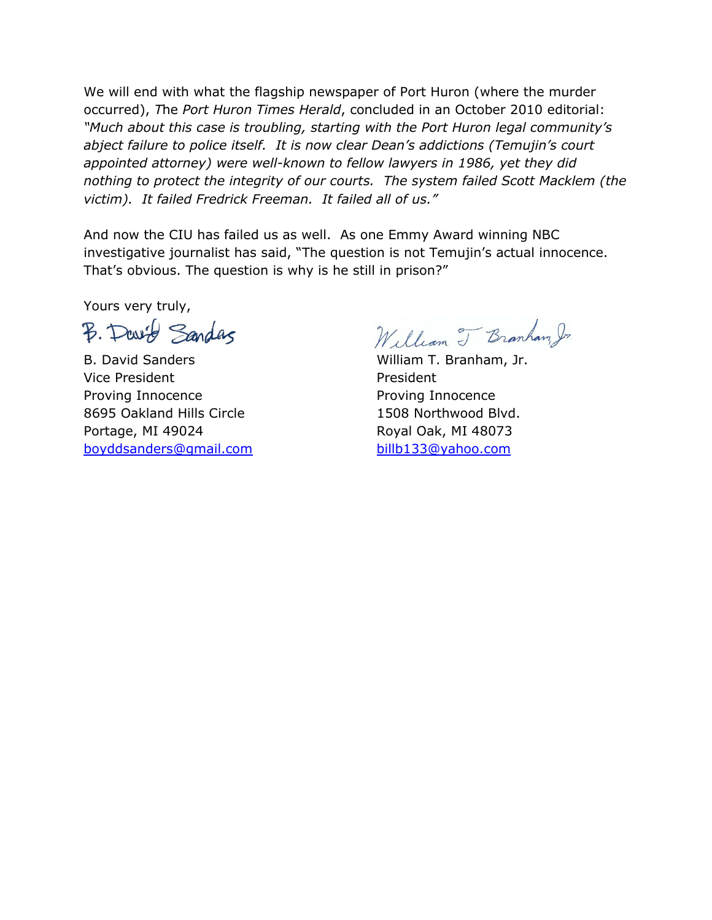We will end with what the flagship newspaper of Port Huron (where the murder occurred), The *Port Huron Times Herald*, concluded in an October 2010 editorial: *"Much about this case is troubling, starting with the Port Huron legal community's abject failure to police itself. It is now clear Dean's addictions (Temujin's court appointed attorney) were well-known to fellow lawyers in 1986, yet they did nothing to protect the integrity of our courts. The system failed Scott Macklem (the victim). It failed Fredrick Freeman. It failed all of us."*

And now the CIU has failed us as well. As one Emmy Award winning NBC investigative journalist has said, "The question is not Temujin's actual innocence. That's obvious. The question is why is he still in prison?"

Yours very truly,

B. David Sanders
Vice President
Proving Innocence
8695 Oakland Hills Circle
Portage, MI 49024
boyddsanders@gmail.com

William T. Branham, Jr.
President
Proving Innocence
1508 Northwood Blvd.
Royal Oak, MI 48073
billb133@yahoo.com